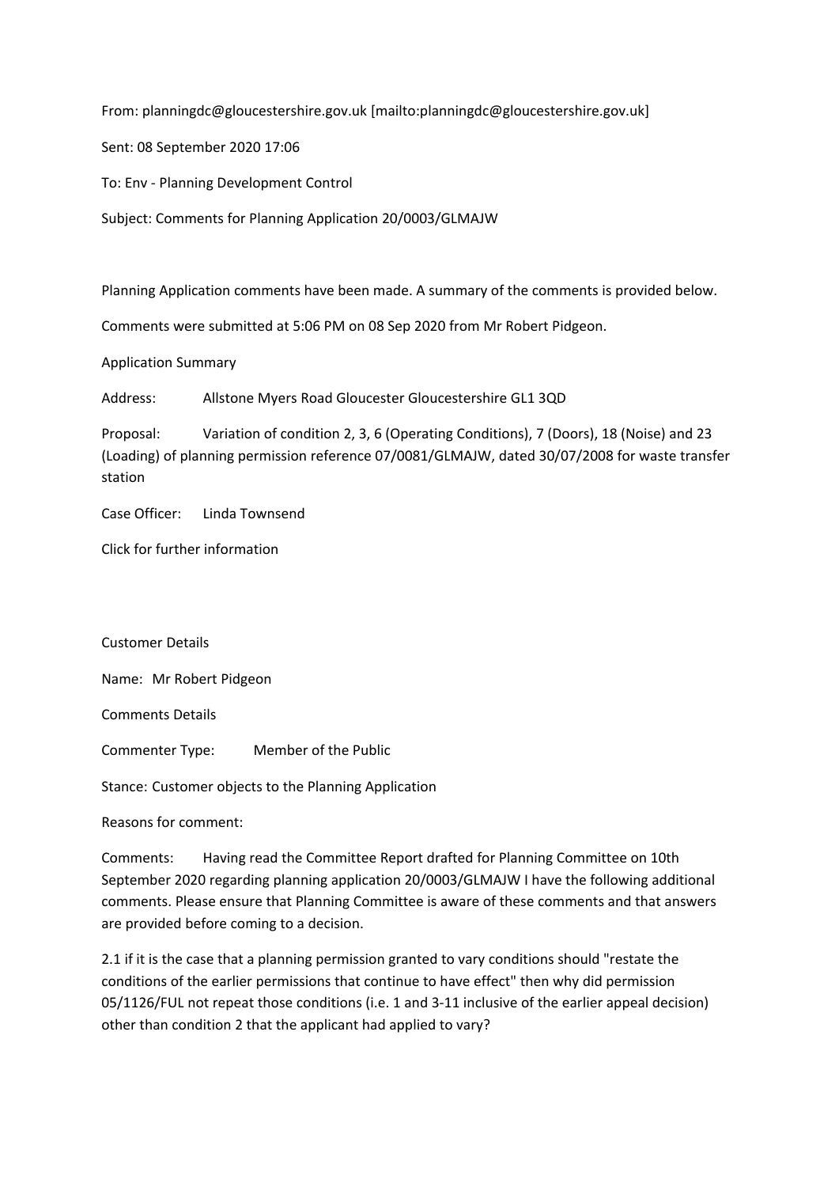From: planningdc@gloucestershire.gov.uk [mailto:planningdc@gloucestershire.gov.uk]

Sent: 08 September 2020 17:06

To: Env - Planning Development Control

Subject: Comments for Planning Application 20/0003/GLMAJW

Planning Application comments have been made. A summary of the comments is provided below.

Comments were submitted at 5:06 PM on 08 Sep 2020 from Mr Robert Pidgeon.

Application Summary

Address: Allstone Myers Road Gloucester Gloucestershire GL1 3QD

Proposal: Variation of condition 2, 3, 6 (Operating Conditions), 7 (Doors), 18 (Noise) and 23 (Loading) of planning permission reference 07/0081/GLMAJW, dated 30/07/2008 for waste transfer station

Case Officer: Linda Townsend

Click for further information

Customer Details

Name: Mr Robert Pidgeon

Comments Details

Commenter Type: Member of the Public

Stance: Customer objects to the Planning Application

Reasons for comment:

Comments: Having read the Committee Report drafted for Planning Committee on 10th September 2020 regarding planning application 20/0003/GLMAJW I have the following additional comments. Please ensure that Planning Committee is aware of these comments and that answers are provided before coming to a decision.

2.1 if it is the case that a planning permission granted to vary conditions should "restate the conditions of the earlier permissions that continue to have effect" then why did permission 05/1126/FUL not repeat those conditions (i.e. 1 and 3-11 inclusive of the earlier appeal decision) other than condition 2 that the applicant had applied to vary?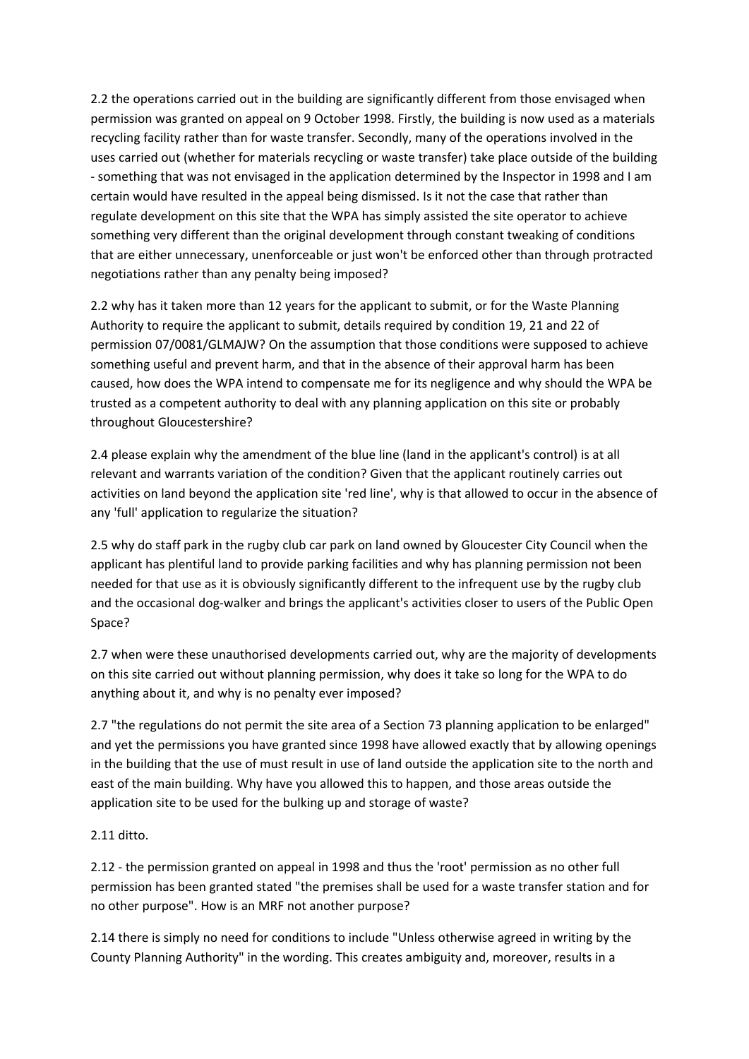2.2 the operations carried out in the building are significantly different from those envisaged when permission was granted on appeal on 9 October 1998. Firstly, the building is now used as a materials recycling facility rather than for waste transfer. Secondly, many of the operations involved in the uses carried out (whether for materials recycling or waste transfer) take place outside of the building - something that was not envisaged in the application determined by the Inspector in 1998 and I am certain would have resulted in the appeal being dismissed. Is it not the case that rather than regulate development on this site that the WPA has simply assisted the site operator to achieve something very different than the original development through constant tweaking of conditions that are either unnecessary, unenforceable or just won't be enforced other than through protracted negotiations rather than any penalty being imposed?

2.2 why has it taken more than 12 years for the applicant to submit, or for the Waste Planning Authority to require the applicant to submit, details required by condition 19, 21 and 22 of permission 07/0081/GLMAJW? On the assumption that those conditions were supposed to achieve something useful and prevent harm, and that in the absence of their approval harm has been caused, how does the WPA intend to compensate me for its negligence and why should the WPA be trusted as a competent authority to deal with any planning application on this site or probably throughout Gloucestershire?

2.4 please explain why the amendment of the blue line (land in the applicant's control) is at all relevant and warrants variation of the condition? Given that the applicant routinely carries out activities on land beyond the application site 'red line', why is that allowed to occur in the absence of any 'full' application to regularize the situation?

2.5 why do staff park in the rugby club car park on land owned by Gloucester City Council when the applicant has plentiful land to provide parking facilities and why has planning permission not been needed for that use as it is obviously significantly different to the infrequent use by the rugby club and the occasional dog-walker and brings the applicant's activities closer to users of the Public Open Space?

2.7 when were these unauthorised developments carried out, why are the majority of developments on this site carried out without planning permission, why does it take so long for the WPA to do anything about it, and why is no penalty ever imposed?

2.7 "the regulations do not permit the site area of a Section 73 planning application to be enlarged" and yet the permissions you have granted since 1998 have allowed exactly that by allowing openings in the building that the use of must result in use of land outside the application site to the north and east of the main building. Why have you allowed this to happen, and those areas outside the application site to be used for the bulking up and storage of waste?

2.11 ditto.

2.12 - the permission granted on appeal in 1998 and thus the 'root' permission as no other full permission has been granted stated "the premises shall be used for a waste transfer station and for no other purpose". How is an MRF not another purpose?

2.14 there is simply no need for conditions to include "Unless otherwise agreed in writing by the County Planning Authority" in the wording. This creates ambiguity and, moreover, results in a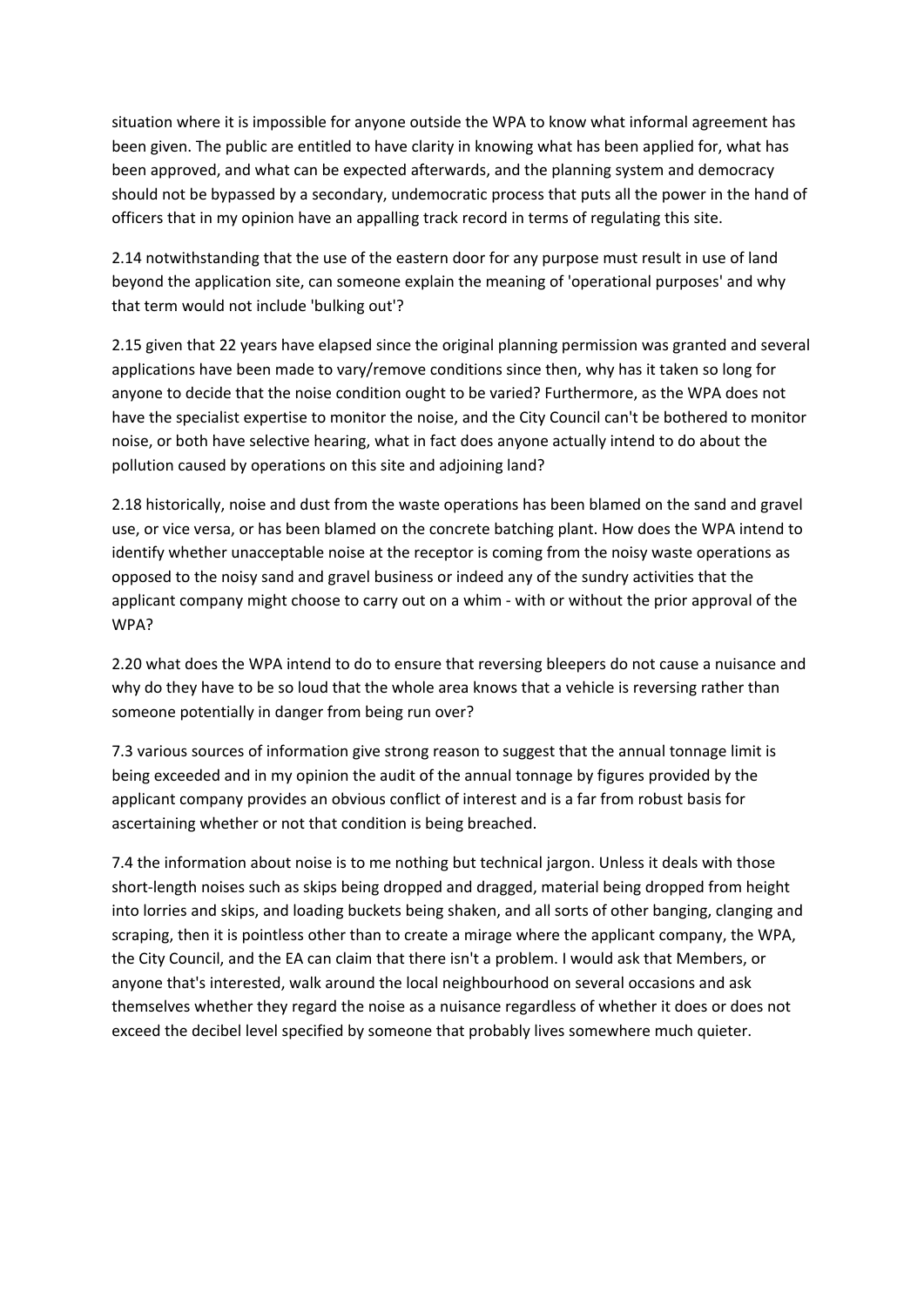situation where it is impossible for anyone outside the WPA to know what informal agreement has been given. The public are entitled to have clarity in knowing what has been applied for, what has been approved, and what can be expected afterwards, and the planning system and democracy should not be bypassed by a secondary, undemocratic process that puts all the power in the hand of officers that in my opinion have an appalling track record in terms of regulating this site.

2.14 notwithstanding that the use of the eastern door for any purpose must result in use of land beyond the application site, can someone explain the meaning of 'operational purposes' and why that term would not include 'bulking out'?

2.15 given that 22 years have elapsed since the original planning permission was granted and several applications have been made to vary/remove conditions since then, why has it taken so long for anyone to decide that the noise condition ought to be varied? Furthermore, as the WPA does not have the specialist expertise to monitor the noise, and the City Council can't be bothered to monitor noise, or both have selective hearing, what in fact does anyone actually intend to do about the pollution caused by operations on this site and adjoining land?

2.18 historically, noise and dust from the waste operations has been blamed on the sand and gravel use, or vice versa, or has been blamed on the concrete batching plant. How does the WPA intend to identify whether unacceptable noise at the receptor is coming from the noisy waste operations as opposed to the noisy sand and gravel business or indeed any of the sundry activities that the applicant company might choose to carry out on a whim - with or without the prior approval of the WPA?

2.20 what does the WPA intend to do to ensure that reversing bleepers do not cause a nuisance and why do they have to be so loud that the whole area knows that a vehicle is reversing rather than someone potentially in danger from being run over?

7.3 various sources of information give strong reason to suggest that the annual tonnage limit is being exceeded and in my opinion the audit of the annual tonnage by figures provided by the applicant company provides an obvious conflict of interest and is a far from robust basis for ascertaining whether or not that condition is being breached.

7.4 the information about noise is to me nothing but technical jargon. Unless it deals with those short-length noises such as skips being dropped and dragged, material being dropped from height into lorries and skips, and loading buckets being shaken, and all sorts of other banging, clanging and scraping, then it is pointless other than to create a mirage where the applicant company, the WPA, the City Council, and the EA can claim that there isn't a problem. I would ask that Members, or anyone that's interested, walk around the local neighbourhood on several occasions and ask themselves whether they regard the noise as a nuisance regardless of whether it does or does not exceed the decibel level specified by someone that probably lives somewhere much quieter.